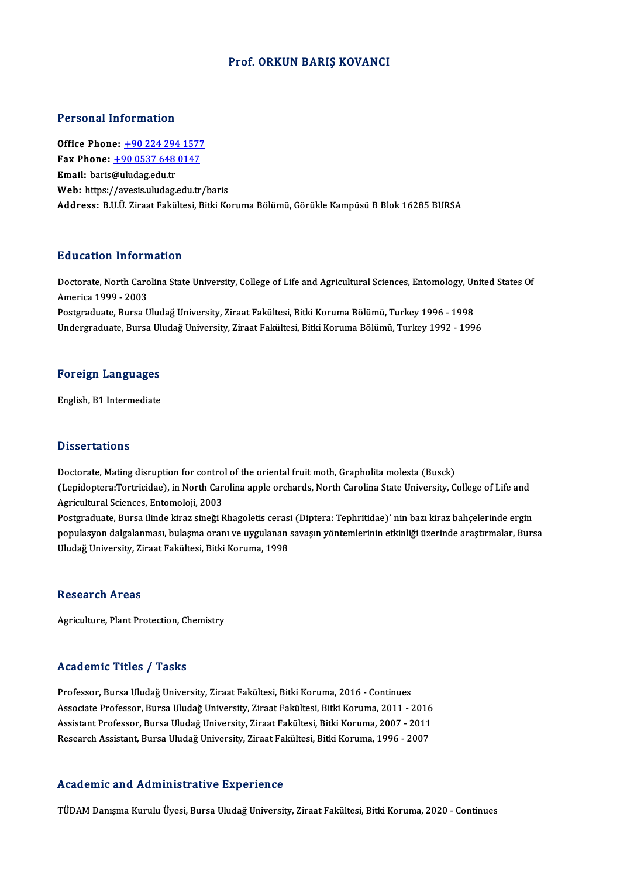# Prof. ORKUN BARIŞ KOVANCI

## Personal Information

**Office Phone:** +90 224 294 1577
**Fax Phone:** +90 0537 648 0147
**Email:** baris@uludag.edu.tr
**Web:** https://avesis.uludag.edu.tr/baris
**Address:** B.U.Ü. Ziraat Fakültesi, Bitki Koruma Bölümü, Görükle Kampüsü B Blok 16285 BURSA

## Education Information

Doctorate, North Carolina State University, College of Life and Agricultural Sciences, Entomology, United States Of America 1999 - 2003
Postgraduate, Bursa Uludağ University, Ziraat Fakültesi, Bitki Koruma Bölümü, Turkey 1996 - 1998
Undergraduate, Bursa Uludağ University, Ziraat Fakültesi, Bitki Koruma Bölümü, Turkey 1992 - 1996

## Foreign Languages

English, B1 Intermediate

## Dissertations

Doctorate, Mating disruption for control of the oriental fruit moth, Grapholita molesta (Busck) (Lepidoptera:Tortricidae), in North Carolina apple orchards, North Carolina State University, College of Life and Agricultural Sciences, Entomoloji, 2003
Postgraduate, Bursa ilinde kiraz sineği Rhagoletis cerasi (Diptera: Tephritidae)' nin bazı kiraz bahçelerinde ergin populasyon dalgalanması, bulaşma oranı ve uygulanan savaşın yöntemlerinin etkinliği üzerinde araştırmalar, Bursa Uludağ University, Ziraat Fakültesi, Bitki Koruma, 1998

## Research Areas

Agriculture, Plant Protection, Chemistry

## Academic Titles / Tasks

Professor, Bursa Uludağ University, Ziraat Fakültesi, Bitki Koruma, 2016 - Continues
Associate Professor, Bursa Uludağ University, Ziraat Fakültesi, Bitki Koruma, 2011 - 2016
Assistant Professor, Bursa Uludağ University, Ziraat Fakültesi, Bitki Koruma, 2007 - 2011
Research Assistant, Bursa Uludağ University, Ziraat Fakültesi, Bitki Koruma, 1996 - 2007

## Academic and Administrative Experience

TÜDAM Danışma Kurulu Üyesi, Bursa Uludağ University, Ziraat Fakültesi, Bitki Koruma, 2020 - Continues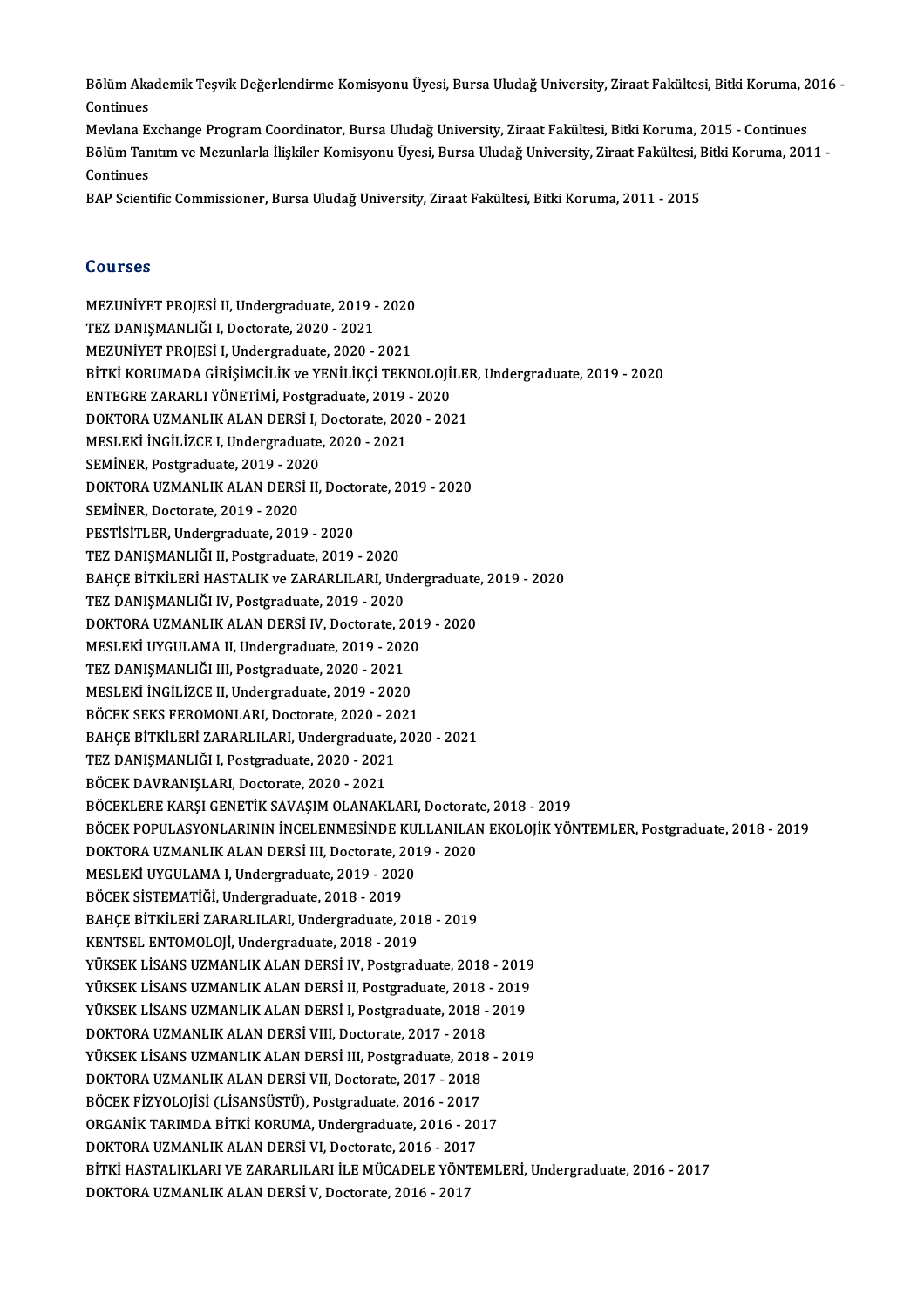Bölüm Akademik Teşvik Değerlendirme Komisyonu Üyesi, Bursa Uludağ University, Ziraat Fakültesi, Bitki Koruma, 2016 - Continues

Mevlana Exchange Program Coordinator, Bursa Uludağ University, Ziraat Fakültesi, Bitki Koruma, 2015 - Continues

Bölüm Tanıtım ve Mezunlarla İlişkiler Komisyonu Üyesi, Bursa Uludağ University, Ziraat Fakültesi, Bitki Koruma, 2011 - Continues

BAP Scientific Commissioner, Bursa Uludağ University, Ziraat Fakültesi, Bitki Koruma, 2011 - 2015

## Courses

MEZUNİYET PROJESİ II, Undergraduate, 2019 - 2020
TEZ DANIŞMANLIĞI I, Doctorate, 2020 - 2021
MEZUNİYET PROJESİ I, Undergraduate, 2020 - 2021
BİTKİ KORUMADA GİRİŞİMCİLİK ve YENİLİKÇİ TEKNOLOJİLER, Undergraduate, 2019 - 2020
ENTEGRE ZARARLI YÖNETİMİ, Postgraduate, 2019 - 2020
DOKTORA UZMANLIK ALAN DERSİ I, Doctorate, 2020 - 2021
MESLEKİ İNGİLİZCE I, Undergraduate, 2020 - 2021
SEMİNER, Postgraduate, 2019 - 2020
DOKTORA UZMANLIK ALAN DERSİ II, Doctorate, 2019 - 2020
SEMİNER, Doctorate, 2019 - 2020
PESTİSİTLER, Undergraduate, 2019 - 2020
TEZ DANIŞMANLIĞI II, Postgraduate, 2019 - 2020
BAHÇE BİTKİLERİ HASTALIK ve ZARARLILARI, Undergraduate, 2019 - 2020
TEZ DANIŞMANLIĞI IV, Postgraduate, 2019 - 2020
DOKTORA UZMANLIK ALAN DERSİ IV, Doctorate, 2019 - 2020
MESLEKİ UYGULAMA II, Undergraduate, 2019 - 2020
TEZ DANIŞMANLIĞI III, Postgraduate, 2020 - 2021
MESLEKİ İNGİLİZCE II, Undergraduate, 2019 - 2020
BÖCEK SEKS FEROMONLARI, Doctorate, 2020 - 2021
BAHÇE BİTKİLERİ ZARARLILARI, Undergraduate, 2020 - 2021
TEZ DANIŞMANLIĞI I, Postgraduate, 2020 - 2021
BÖCEK DAVRANIŞLARI, Doctorate, 2020 - 2021
BÖCEKLERE KARŞI GENETİK SAVAŞIM OLANAKLARI, Doctorate, 2018 - 2019
BÖCEK POPULASYONLARININ İNCELENMESİNDE KULLANILAN EKOLOJİK YÖNTEMLER, Postgraduate, 2018 - 2019
DOKTORA UZMANLIK ALAN DERSİ III, Doctorate, 2019 - 2020
MESLEKİ UYGULAMA I, Undergraduate, 2019 - 2020
BÖCEK SİSTEMATİĞİ, Undergraduate, 2018 - 2019
BAHÇE BİTKİLERİ ZARARLILARI, Undergraduate, 2018 - 2019
KENTSEL ENTOMOLOJİ, Undergraduate, 2018 - 2019
YÜKSEK LİSANS UZMANLIK ALAN DERSİ IV, Postgraduate, 2018 - 2019
YÜKSEK LİSANS UZMANLIK ALAN DERSİ II, Postgraduate, 2018 - 2019
YÜKSEK LİSANS UZMANLIK ALAN DERSİ I, Postgraduate, 2018 - 2019
DOKTORA UZMANLIK ALAN DERSİ VIII, Doctorate, 2017 - 2018
YÜKSEK LİSANS UZMANLIK ALAN DERSİ III, Postgraduate, 2018 - 2019
DOKTORA UZMANLIK ALAN DERSİ VII, Doctorate, 2017 - 2018
BÖCEK FİZYOLOJİSİ (LİSANSÜSTÜ), Postgraduate, 2016 - 2017
ORGANİK TARIMDA BİTKİ KORUMA, Undergraduate, 2016 - 2017
DOKTORA UZMANLIK ALAN DERSİ VI, Doctorate, 2016 - 2017
BİTKİ HASTALIKLARI VE ZARARLILARI İLE MÜCADELE YÖNTEMLERİ, Undergraduate, 2016 - 2017
DOKTORA UZMANLIK ALAN DERSİ V, Doctorate, 2016 - 2017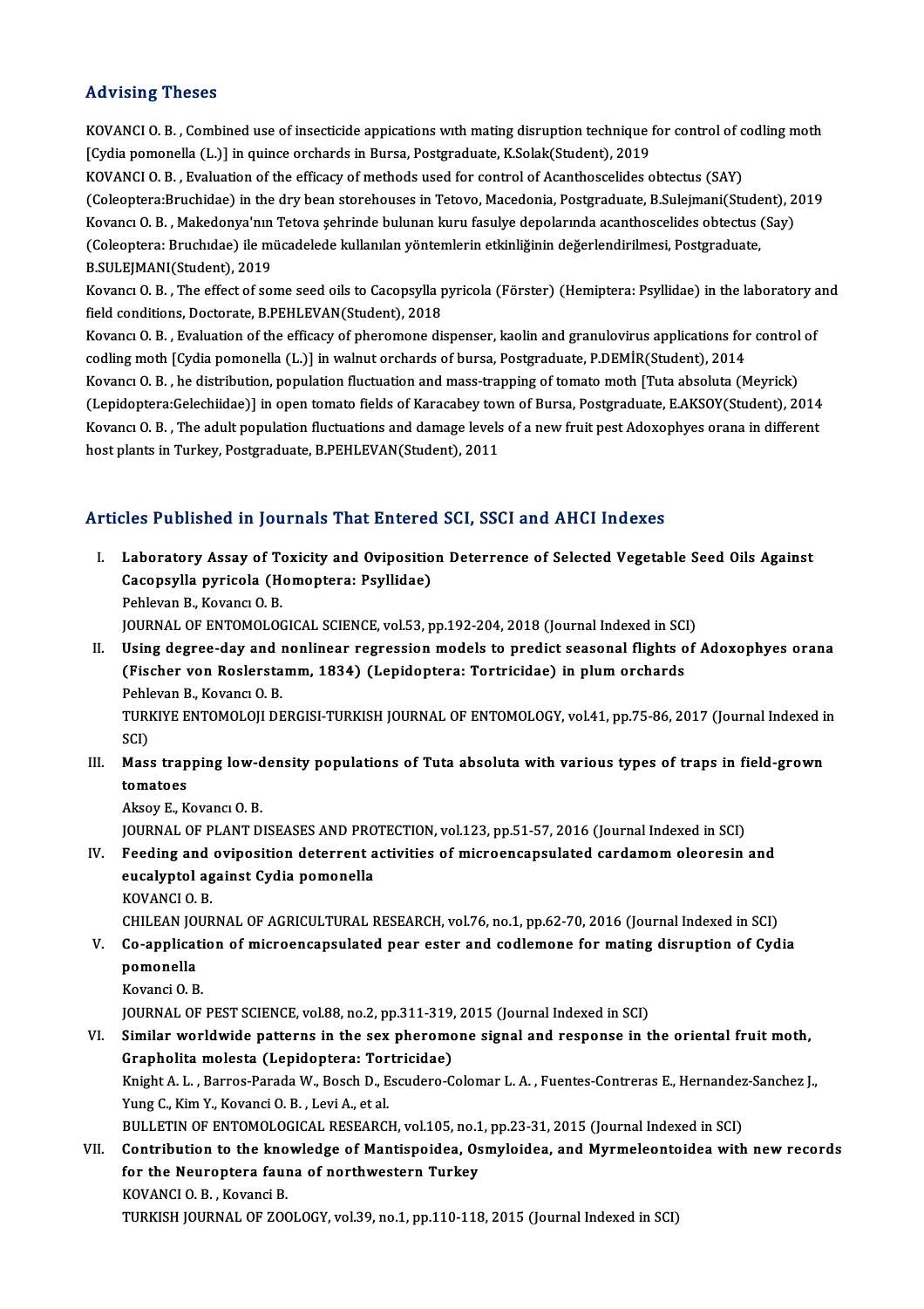## Advising Theses

KOVANCI O. B. , Combined use of insecticide appications wıth mating disruption technique for control of codling moth [Cydia pomonella (L.)] in quince orchards in Bursa, Postgraduate, K.Solak(Student), 2019

KOVANCI O. B. , Evaluation of the efficacy of methods used for control of Acanthoscelides obtectus (SAY) (Coleoptera:Bruchidae) in the dry bean storehouses in Tetovo, Macedonia, Postgraduate, B.Sulejmani(Student), 2019

Kovancı O. B. , Makedonya'nın Tetova şehrinde bulunan kuru fasulye depolarında acanthoscelides obtectus (Say) (Coleoptera: Bruchıdae) ile mücadelede kullanılan yöntemlerin etkinliğinin değerlendirilmesi, Postgraduate, B.SULEJMANI(Student), 2019

Kovancı O. B. , The effect of some seed oils to Cacopsylla pyricola (Förster) (Hemiptera: Psyllidae) in the laboratory and field conditions, Doctorate, B.PEHLEVAN(Student), 2018

Kovancı O. B. , Evaluation of the efficacy of pheromone dispenser, kaolin and granulovirus applications for control of codling moth [Cydia pomonella (L.)] in walnut orchards of bursa, Postgraduate, P.DEMİR(Student), 2014

Kovancı O. B. , he distribution, population fluctuation and mass-trapping of tomato moth [Tuta absoluta (Meyrick) (Lepidoptera:Gelechiidae)] in open tomato fields of Karacabey town of Bursa, Postgraduate, E.AKSOY(Student), 2014

Kovancı O. B. , The adult population fluctuations and damage levels of a new fruit pest Adoxophyes orana in different host plants in Turkey, Postgraduate, B.PEHLEVAN(Student), 2011

## Articles Published in Journals That Entered SCI, SSCI and AHCI Indexes

I. **Laboratory Assay of Toxicity and Oviposition Deterrence of Selected Vegetable Seed Oils Against Cacopsylla pyricola (Homoptera: Psyllidae)**
Pehlevan B., Kovancı O. B.
JOURNAL OF ENTOMOLOGICAL SCIENCE, vol.53, pp.192-204, 2018 (Journal Indexed in SCI)

II. **Using degree-day and nonlinear regression models to predict seasonal flights of Adoxophyes orana (Fischer von Roslerstamm, 1834) (Lepidoptera: Tortricidae) in plum orchards**
Pehlevan B., Kovancı O. B.
TURKIYE ENTOMOLOJI DERGISI-TURKISH JOURNAL OF ENTOMOLOGY, vol.41, pp.75-86, 2017 (Journal Indexed in SCI)

III. **Mass trapping low-density populations of Tuta absoluta with various types of traps in field-grown tomatoes**
Aksoy E., Kovancı O. B.
JOURNAL OF PLANT DISEASES AND PROTECTION, vol.123, pp.51-57, 2016 (Journal Indexed in SCI)

IV. **Feeding and oviposition deterrent activities of microencapsulated cardamom oleoresin and eucalyptol against Cydia pomonella**
KOVANCI O. B.
CHILEAN JOURNAL OF AGRICULTURAL RESEARCH, vol.76, no.1, pp.62-70, 2016 (Journal Indexed in SCI)

V. **Co-application of microencapsulated pear ester and codlemone for mating disruption of Cydia pomonella**
Kovanci O. B.
JOURNAL OF PEST SCIENCE, vol.88, no.2, pp.311-319, 2015 (Journal Indexed in SCI)

VI. **Similar worldwide patterns in the sex pheromone signal and response in the oriental fruit moth, Grapholita molesta (Lepidoptera: Tortricidae)**
Knight A. L. , Barros-Parada W., Bosch D., Escudero-Colomar L. A. , Fuentes-Contreras E., Hernandez-Sanchez J., Yung C., Kim Y., Kovanci O. B. , Levi A., et al.
BULLETIN OF ENTOMOLOGICAL RESEARCH, vol.105, no.1, pp.23-31, 2015 (Journal Indexed in SCI)

VII. **Contribution to the knowledge of Mantispoidea, Osmyloidea, and Myrmeleontoidea with new records for the Neuroptera fauna of northwestern Turkey**
KOVANCI O. B. , Kovanci B.
TURKISH JOURNAL OF ZOOLOGY, vol.39, no.1, pp.110-118, 2015 (Journal Indexed in SCI)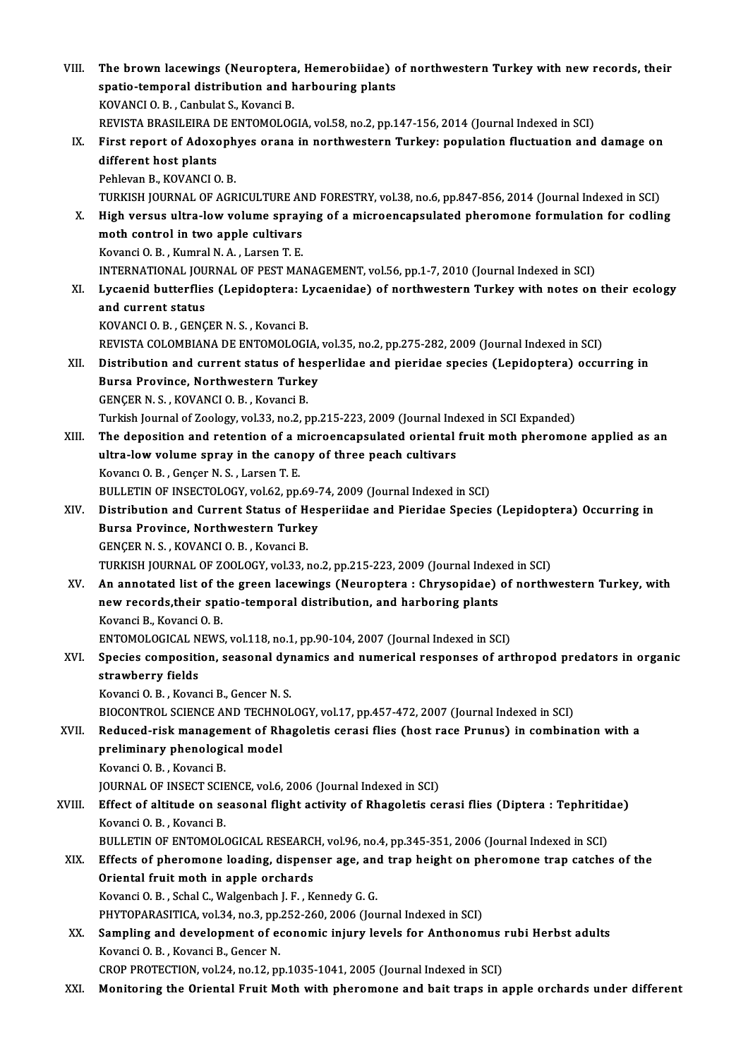VIII. **The brown lacewings (Neuroptera, Hemerobiidae) of northwestern Turkey with new records, their spatio-temporal distribution and harbouring plants**
KOVANCI O. B. , Canbulat S., Kovanci B.
REVISTA BRASILEIRA DE ENTOMOLOGIA, vol.58, no.2, pp.147-156, 2014 (Journal Indexed in SCI)

IX. **First report of Adoxophyes orana in northwestern Turkey: population fluctuation and damage on different host plants**
Pehlevan B., KOVANCI O. B.
TURKISH JOURNAL OF AGRICULTURE AND FORESTRY, vol.38, no.6, pp.847-856, 2014 (Journal Indexed in SCI)

X. **High versus ultra-low volume spraying of a microencapsulated pheromone formulation for codling moth control in two apple cultivars**
Kovanci O. B. , Kumral N. A. , Larsen T. E.
INTERNATIONAL JOURNAL OF PEST MANAGEMENT, vol.56, pp.1-7, 2010 (Journal Indexed in SCI)

XI. **Lycaenid butterflies (Lepidoptera: Lycaenidae) of northwestern Turkey with notes on their ecology and current status**
KOVANCI O. B. , GENÇER N. S. , Kovanci B.
REVISTA COLOMBIANA DE ENTOMOLOGIA, vol.35, no.2, pp.275-282, 2009 (Journal Indexed in SCI)

XII. **Distribution and current status of hesperlidae and pieridae species (Lepidoptera) occurring in Bursa Province, Northwestern Turkey**
GENÇER N. S. , KOVANCI O. B. , Kovanci B.
Turkish Journal of Zoology, vol.33, no.2, pp.215-223, 2009 (Journal Indexed in SCI Expanded)

XIII. **The deposition and retention of a microencapsulated oriental fruit moth pheromone applied as an ultra-low volume spray in the canopy of three peach cultivars**
Kovancı O. B. , Gençer N. S. , Larsen T. E.
BULLETIN OF INSECTOLOGY, vol.62, pp.69-74, 2009 (Journal Indexed in SCI)

XIV. **Distribution and Current Status of Hesperiidae and Pieridae Species (Lepidoptera) Occurring in Bursa Province, Northwestern Turkey**
GENÇER N. S. , KOVANCI O. B. , Kovanci B.
TURKISH JOURNAL OF ZOOLOGY, vol.33, no.2, pp.215-223, 2009 (Journal Indexed in SCI)

XV. **An annotated list of the green lacewings (Neuroptera : Chrysopidae) of northwestern Turkey, with new records,their spatio-temporal distribution, and harboring plants**
Kovanci B., Kovanci O. B.
ENTOMOLOGICAL NEWS, vol.118, no.1, pp.90-104, 2007 (Journal Indexed in SCI)

XVI. **Species composition, seasonal dynamics and numerical responses of arthropod predators in organic strawberry fields**
Kovanci O. B. , Kovanci B., Gencer N. S.
BIOCONTROL SCIENCE AND TECHNOLOGY, vol.17, pp.457-472, 2007 (Journal Indexed in SCI)

XVII. **Reduced-risk management of Rhagoletis cerasi flies (host race Prunus) in combination with a preliminary phenological model**
Kovanci O. B. , Kovanci B.
JOURNAL OF INSECT SCIENCE, vol.6, 2006 (Journal Indexed in SCI)

XVIII. **Effect of altitude on seasonal flight activity of Rhagoletis cerasi flies (Diptera : Tephritidae)**
Kovanci O. B. , Kovanci B.
BULLETIN OF ENTOMOLOGICAL RESEARCH, vol.96, no.4, pp.345-351, 2006 (Journal Indexed in SCI)

XIX. **Effects of pheromone loading, dispenser age, and trap height on pheromone trap catches of the Oriental fruit moth in apple orchards**
Kovanci O. B. , Schal C., Walgenbach J. F. , Kennedy G. G.
PHYTOPARASITICA, vol.34, no.3, pp.252-260, 2006 (Journal Indexed in SCI)

XX. **Sampling and development of economic injury levels for Anthonomus rubi Herbst adults**
Kovanci O. B. , Kovanci B., Gencer N.
CROP PROTECTION, vol.24, no.12, pp.1035-1041, 2005 (Journal Indexed in SCI)

XXI. **Monitoring the Oriental Fruit Moth with pheromone and bait traps in apple orchards under different**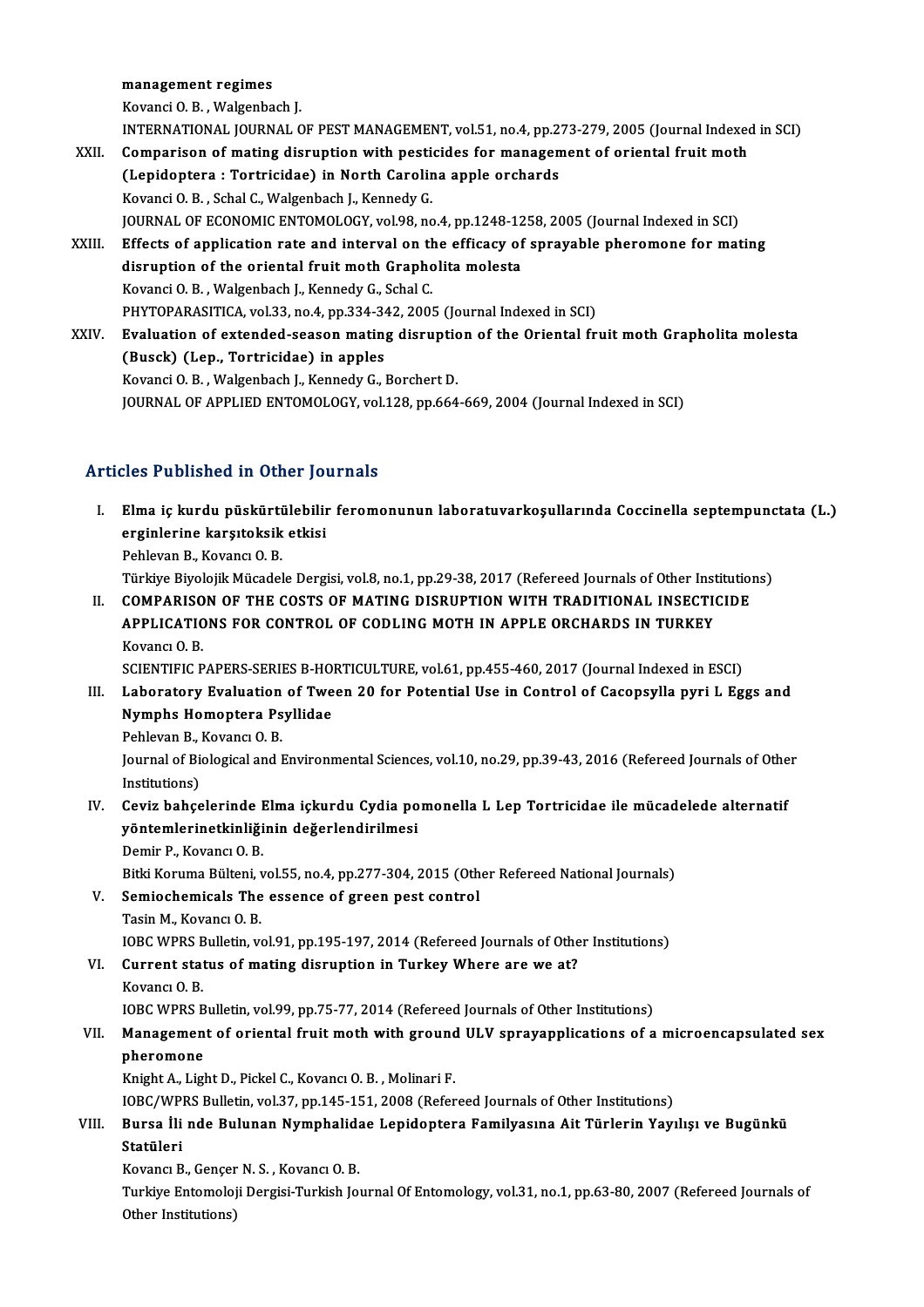**management regimes**
Kovanci O. B. , Walgenbach J.
INTERNATIONAL JOURNAL OF PEST MANAGEMENT, vol.51, no.4, pp.273-279, 2005 (Journal Indexed in SCI)

XXII. **Comparison of mating disruption with pesticides for management of oriental fruit moth (Lepidoptera : Tortricidae) in North Carolina apple orchards**
Kovanci O. B. , Schal C., Walgenbach J., Kennedy G.
JOURNAL OF ECONOMIC ENTOMOLOGY, vol.98, no.4, pp.1248-1258, 2005 (Journal Indexed in SCI)

XXIII. **Effects of application rate and interval on the efficacy of sprayable pheromone for mating disruption of the oriental fruit moth Grapholita molesta**
Kovanci O. B. , Walgenbach J., Kennedy G., Schal C.
PHYTOPARASITICA, vol.33, no.4, pp.334-342, 2005 (Journal Indexed in SCI)

XXIV. **Evaluation of extended-season mating disruption of the Oriental fruit moth Grapholita molesta (Busck) (Lep., Tortricidae) in apples**
Kovanci O. B. , Walgenbach J., Kennedy G., Borchert D.
JOURNAL OF APPLIED ENTOMOLOGY, vol.128, pp.664-669, 2004 (Journal Indexed in SCI)

## Articles Published in Other Journals

I. **Elma iç kurdu püskürtülebilir feromonunun laboratuvarkoşullarında Coccinella septempunctata (L.) erginlerine karşıtoksik etkisi**
Pehlevan B., Kovancı O. B.
Türkiye Biyolojik Mücadele Dergisi, vol.8, no.1, pp.29-38, 2017 (Refereed Journals of Other Institutions)

II. **COMPARISON OF THE COSTS OF MATING DISRUPTION WITH TRADITIONAL INSECTICIDE APPLICATIONS FOR CONTROL OF CODLING MOTH IN APPLE ORCHARDS IN TURKEY**
Kovancı O. B.
SCIENTIFIC PAPERS-SERIES B-HORTICULTURE, vol.61, pp.455-460, 2017 (Journal Indexed in ESCI)

III. **Laboratory Evaluation of Tween 20 for Potential Use in Control of Cacopsylla pyri L Eggs and Nymphs Homoptera Psyllidae**
Pehlevan B., Kovancı O. B.
Journal of Biological and Environmental Sciences, vol.10, no.29, pp.39-43, 2016 (Refereed Journals of Other Institutions)

IV. **Ceviz bahçelerinde Elma içkurdu Cydia pomonella L Lep Tortricidae ile mücadelede alternatif yöntemlerinetkinliğinin değerlendirilmesi**
Demir P., Kovancı O. B.
Bitki Koruma Bülteni, vol.55, no.4, pp.277-304, 2015 (Other Refereed National Journals)

V. **Semiochemicals The essence of green pest control**
Tasin M., Kovancı O. B.
IOBC WPRS Bulletin, vol.91, pp.195-197, 2014 (Refereed Journals of Other Institutions)

VI. **Current status of mating disruption in Turkey Where are we at?**
Kovancı O. B.
IOBC WPRS Bulletin, vol.99, pp.75-77, 2014 (Refereed Journals of Other Institutions)

VII. **Management of oriental fruit moth with ground ULV sprayapplications of a microencapsulated sex pheromone**
Knight A., Light D., Pickel C., Kovancı O. B. , Molinari F.
IOBC/WPRS Bulletin, vol.37, pp.145-151, 2008 (Refereed Journals of Other Institutions)

VIII. **Bursa İli nde Bulunan Nymphalidae Lepidoptera Familyasına Ait Türlerin Yayılışı ve Bugünkü Statüleri**
Kovancı B., Gençer N. S. , Kovancı O. B.
Turkiye Entomoloji Dergisi-Turkish Journal Of Entomology, vol.31, no.1, pp.63-80, 2007 (Refereed Journals of Other Institutions)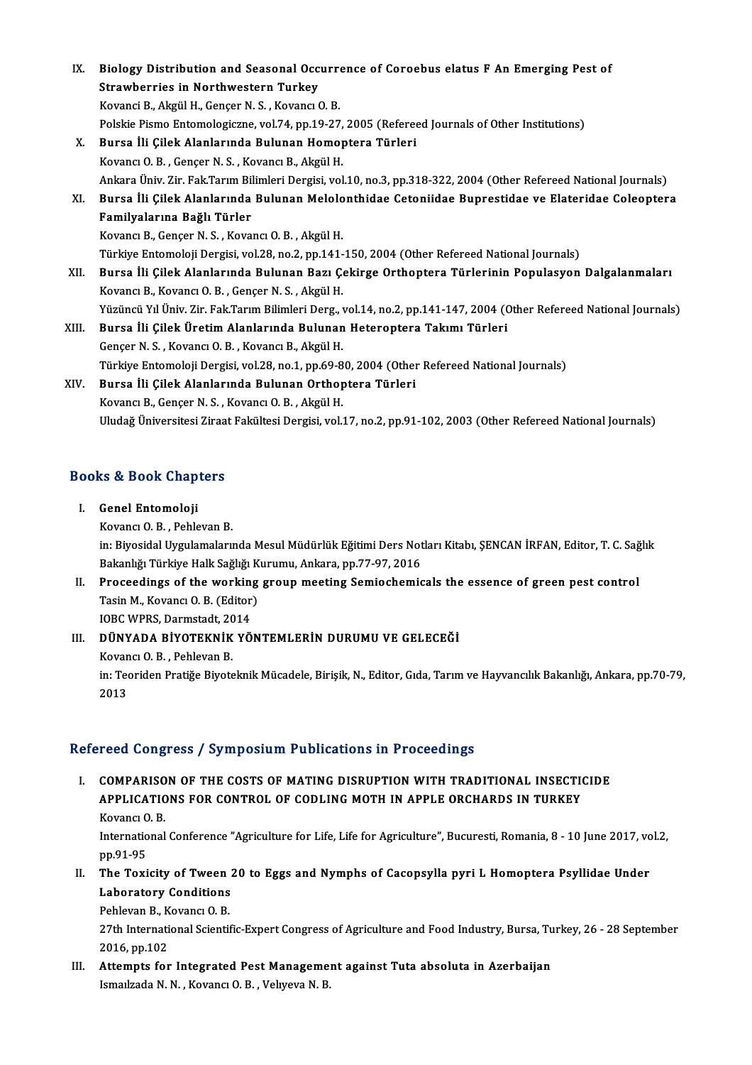IX. **Biology Distribution and Seasonal Occurrence of Coroebus elatus F An Emerging Pest of Strawberries in Northwestern Turkey**
Kovanci B., Akgül H., Gençer N. S. , Kovancı O. B.
Polskie Pismo Entomologiczne, vol.74, pp.19-27, 2005 (Refereed Journals of Other Institutions)

X. **Bursa İli Çilek Alanlarında Bulunan Homoptera Türleri**
Kovancı O. B. , Gençer N. S. , Kovancı B., Akgül H.
Ankara Üniv. Zir. Fak.Tarım Bilimleri Dergisi, vol.10, no.3, pp.318-322, 2004 (Other Refereed National Journals)

XI. **Bursa İli Çilek Alanlarında Bulunan Melolonthidae Cetoniidae Buprestidae ve Elateridae Coleoptera Familyalarına Bağlı Türler**
Kovancı B., Gençer N. S. , Kovancı O. B. , Akgül H.
Türkiye Entomoloji Dergisi, vol.28, no.2, pp.141-150, 2004 (Other Refereed National Journals)

XII. **Bursa İli Çilek Alanlarında Bulunan Bazı Çekirge Orthoptera Türlerinin Populasyon Dalgalanmaları**
Kovancı B., Kovancı O. B. , Gençer N. S. , Akgül H.
Yüzüncü Yıl Üniv. Zir. Fak.Tarım Bilimleri Derg., vol.14, no.2, pp.141-147, 2004 (Other Refereed National Journals)

XIII. **Bursa İli Çilek Üretim Alanlarında Bulunan Heteroptera Takımı Türleri**
Gençer N. S. , Kovancı O. B. , Kovancı B., Akgül H.
Türkiye Entomoloji Dergisi, vol.28, no.1, pp.69-80, 2004 (Other Refereed National Journals)

XIV. **Bursa İli Çilek Alanlarında Bulunan Orthoptera Türleri**
Kovancı B., Gençer N. S. , Kovancı O. B. , Akgül H.
Uludağ Üniversitesi Ziraat Fakültesi Dergisi, vol.17, no.2, pp.91-102, 2003 (Other Refereed National Journals)

## Books & Book Chapters

I. **Genel Entomoloji**
Kovancı O. B. , Pehlevan B.
in: Biyosidal Uygulamalarında Mesul Müdürlük Eğitimi Ders Notları Kitabı, ŞENCAN İRFAN, Editor, T. C. Sağlık Bakanlığı Türkiye Halk Sağlığı Kurumu, Ankara, pp.77-97, 2016

II. **Proceedings of the working group meeting Semiochemicals the essence of green pest control**
Tasin M., Kovancı O. B. (Editor)
IOBC WPRS, Darmstadt, 2014

III. **DÜNYADA BİYOTEKNİK YÖNTEMLERİN DURUMU VE GELECEĞİ**
Kovancı O. B. , Pehlevan B.
in: Teoriden Pratiğe Biyoteknik Mücadele, Birişik, N., Editor, Gıda, Tarım ve Hayvancılık Bakanlığı, Ankara, pp.70-79, 2013

## Refereed Congress / Symposium Publications in Proceedings

I. **COMPARISON OF THE COSTS OF MATING DISRUPTION WITH TRADITIONAL INSECTICIDE APPLICATIONS FOR CONTROL OF CODLING MOTH IN APPLE ORCHARDS IN TURKEY**
Kovancı O. B.
International Conference "Agriculture for Life, Life for Agriculture", Bucuresti, Romania, 8 - 10 June 2017, vol.2, pp.91-95

II. **The Toxicity of Tween 20 to Eggs and Nymphs of Cacopsylla pyri L Homoptera Psyllidae Under Laboratory Conditions**
Pehlevan B., Kovancı O. B.
27th International Scientific-Expert Congress of Agriculture and Food Industry, Bursa, Turkey, 26 - 28 September 2016, pp.102

III. **Attempts for Integrated Pest Management against Tuta absoluta in Azerbaijan**
Ismaılzada N. N. , Kovancı O. B. , Velıyeva N. B.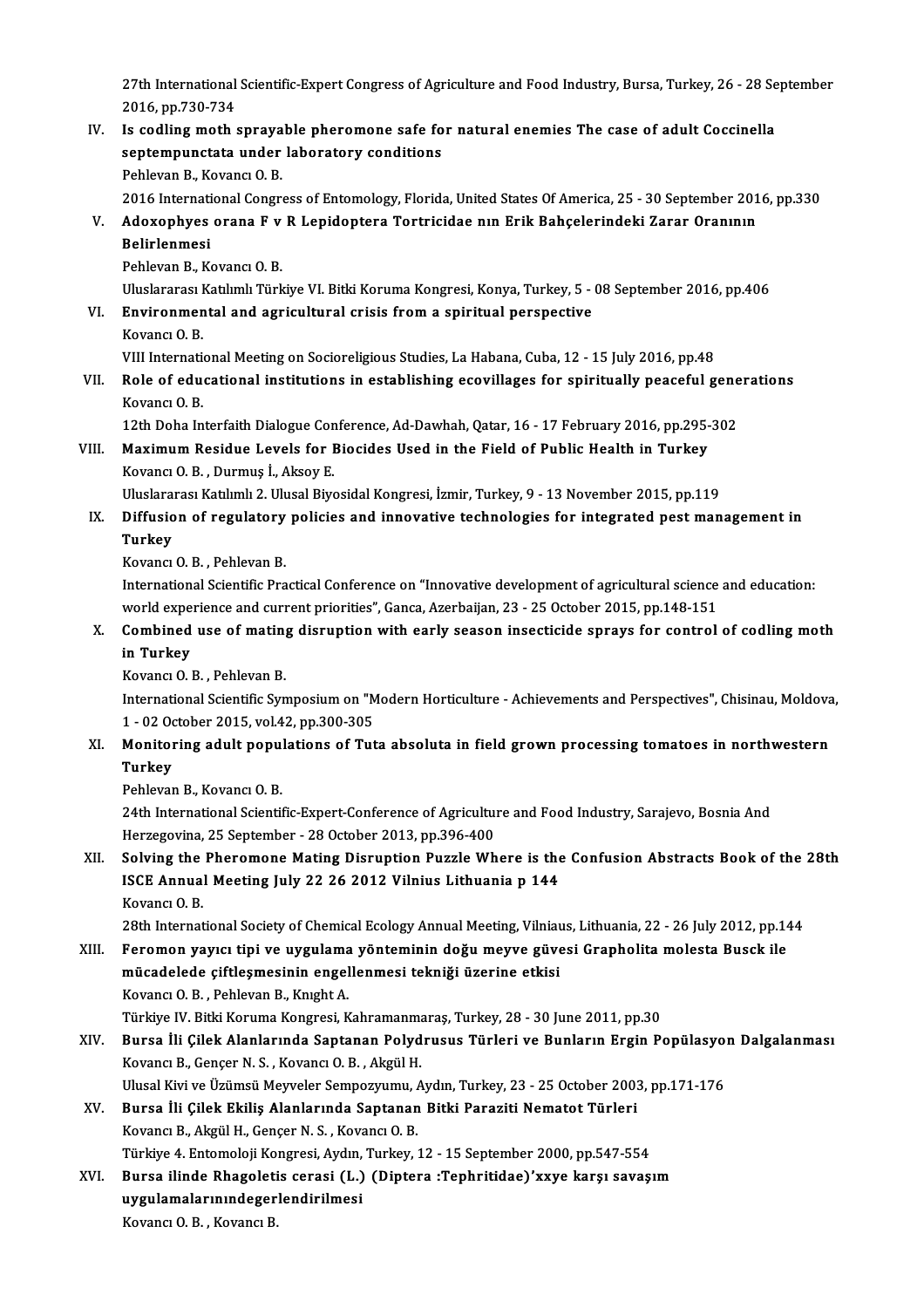27th International Scientific-Expert Congress of Agriculture and Food Industry, Bursa, Turkey, 26 - 28 September 2016, pp.730-734

IV. **Is codling moth sprayable pheromone safe for natural enemies The case of adult Coccinella septempunctata under laboratory conditions**
Pehlevan B., Kovancı O. B.
2016 International Congress of Entomology, Florida, United States Of America, 25 - 30 September 2016, pp.330

V. **Adoxophyes orana F v R Lepidoptera Tortricidae nın Erik Bahçelerindeki Zarar Oranının Belirlenmesi**
Pehlevan B., Kovancı O. B.
Uluslararası Katılımlı Türkiye VI. Bitki Koruma Kongresi, Konya, Turkey, 5 - 08 September 2016, pp.406

VI. **Environmental and agricultural crisis from a spiritual perspective**
Kovancı O. B.
VIII International Meeting on Socioreligious Studies, La Habana, Cuba, 12 - 15 July 2016, pp.48

VII. **Role of educational institutions in establishing ecovillages for spiritually peaceful generations**
Kovancı O. B.
12th Doha Interfaith Dialogue Conference, Ad-Dawhah, Qatar, 16 - 17 February 2016, pp.295-302

VIII. **Maximum Residue Levels for Biocides Used in the Field of Public Health in Turkey**
Kovancı O. B., Durmuş İ., Aksoy E.
Uluslararası Katılımlı 2. Ulusal Biyosidal Kongresi, İzmir, Turkey, 9 - 13 November 2015, pp.119

IX. **Diffusion of regulatory policies and innovative technologies for integrated pest management in Turkey**
Kovancı O. B., Pehlevan B.
International Scientific Practical Conference on "Innovative development of agricultural science and education: world experience and current priorities", Ganca, Azerbaijan, 23 - 25 October 2015, pp.148-151

X. **Combined use of mating disruption with early season insecticide sprays for control of codling moth in Turkey**
Kovancı O. B., Pehlevan B.
International Scientific Symposium on "Modern Horticulture - Achievements and Perspectives", Chisinau, Moldova, 1 - 02 October 2015, vol.42, pp.300-305

XI. **Monitoring adult populations of Tuta absoluta in field grown processing tomatoes in northwestern Turkey**
Pehlevan B., Kovancı O. B.
24th International Scientific-Expert-Conference of Agriculture and Food Industry, Sarajevo, Bosnia And Herzegovina, 25 September - 28 October 2013, pp.396-400

XII. **Solving the Pheromone Mating Disruption Puzzle Where is the Confusion Abstracts Book of the 28th ISCE Annual Meeting July 22 26 2012 Vilnius Lithuania p 144**
Kovancı O. B.
28th International Society of Chemical Ecology Annual Meeting, Vilniaus, Lithuania, 22 - 26 July 2012, pp.144

XIII. **Feromon yayıcı tipi ve uygulama yönteminin doğu meyve güvesi Grapholita molesta Busck ile mücadelede çiftleşmesinin engellenmesi tekniği üzerine etkisi**
Kovancı O. B., Pehlevan B., Knıght A.
Türkiye IV. Bitki Koruma Kongresi, Kahramanmaraş, Turkey, 28 - 30 June 2011, pp.30

XIV. **Bursa İli Çilek Alanlarında Saptanan Polydrusus Türleri ve Bunların Ergin Popülasyon Dalgalanması**
Kovancı B., Gençer N. S., Kovancı O. B., Akgül H.
Ulusal Kivi ve Üzümsü Meyveler Sempozyumu, Aydın, Turkey, 23 - 25 October 2003, pp.171-176

XV. **Bursa İli Çilek Ekiliş Alanlarında Saptanan Bitki Paraziti Nematot Türleri**
Kovancı B., Akgül H., Gençer N. S., Kovancı O. B.
Türkiye 4. Entomoloji Kongresi, Aydın, Turkey, 12 - 15 September 2000, pp.547-554

XVI. **Bursa ilinde Rhagoletis cerasi (L.) (Diptera :Tephritidae)'xxye karşı savaşım uygulamalarınındegerlendirilmesi**
Kovancı O. B., Kovancı B.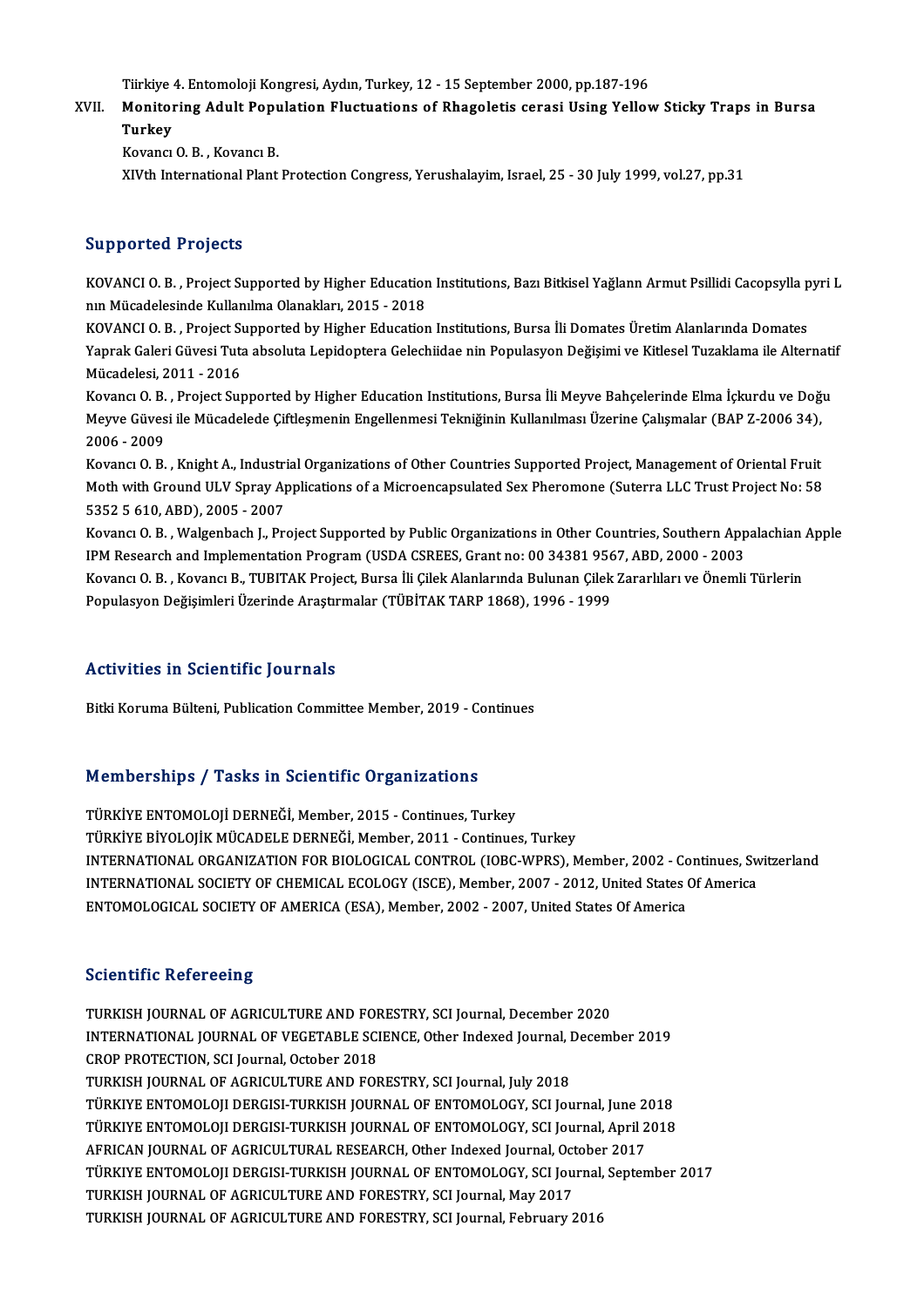Türkiye 4. Entomoloji Kongresi, Aydın, Turkey, 12 - 15 September 2000, pp.187-196

XVII. **Monitoring Adult Population Fluctuations of Rhagoletis cerasi Using Yellow Sticky Traps in Bursa Turkey**
Kovancı O. B. , Kovancı B.
XIVth International Plant Protection Congress, Yerushalayim, Israel, 25 - 30 July 1999, vol.27, pp.31

## Supported Projects

KOVANCI O. B. , Project Supported by Higher Education Institutions, Bazı Bitkisel Yağlann Armut Psillidi Cacopsylla pyri L nın Mücadelesinde Kullanılma Olanakları, 2015 - 2018

KOVANCI O. B. , Project Supported by Higher Education Institutions, Bursa İli Domates Üretim Alanlarında Domates Yaprak Galeri Güvesi Tuta absoluta Lepidoptera Gelechiidae nin Populasyon Değişimi ve Kitlesel Tuzaklama ile Alternatif Mücadelesi, 2011 - 2016

Kovancı O. B. , Project Supported by Higher Education Institutions, Bursa İli Meyve Bahçelerinde Elma İçkurdu ve Doğu Meyve Güvesi ile Mücadelede Çiftleşmenin Engellenmesi Tekniğinin Kullanılması Üzerine Çalışmalar (BAP Z-2006 34), 2006 - 2009

Kovancı O. B. , Knight A., Industrial Organizations of Other Countries Supported Project, Management of Oriental Fruit Moth with Ground ULV Spray Applications of a Microencapsulated Sex Pheromone (Suterra LLC Trust Project No: 58 5352 5 610, ABD), 2005 - 2007

Kovancı O. B. , Walgenbach J., Project Supported by Public Organizations in Other Countries, Southern Appalachian Apple IPM Research and Implementation Program (USDA CSREES, Grant no: 00 34381 9567, ABD, 2000 - 2003

Kovancı O. B. , Kovancı B., TUBITAK Project, Bursa İli Çilek Alanlarında Bulunan Çilek Zararlıları ve Önemli Türlerin Populasyon Değişimleri Üzerinde Araştırmalar (TÜBİTAK TARP 1868), 1996 - 1999

## Activities in Scientific Journals

Bitki Koruma Bülteni, Publication Committee Member, 2019 - Continues

## Memberships / Tasks in Scientific Organizations

TÜRKİYE ENTOMOLOJİ DERNEĞİ, Member, 2015 - Continues, Turkey
TÜRKİYE BİYOLOJİK MÜCADELE DERNEĞİ, Member, 2011 - Continues, Turkey
INTERNATIONAL ORGANIZATION FOR BIOLOGICAL CONTROL (IOBC-WPRS), Member, 2002 - Continues, Switzerland
INTERNATIONAL SOCIETY OF CHEMICAL ECOLOGY (ISCE), Member, 2007 - 2012, United States Of America
ENTOMOLOGICAL SOCIETY OF AMERICA (ESA), Member, 2002 - 2007, United States Of America

## Scientific Refereeing

TURKISH JOURNAL OF AGRICULTURE AND FORESTRY, SCI Journal, December 2020
INTERNATIONAL JOURNAL OF VEGETABLE SCIENCE, Other Indexed Journal, December 2019
CROP PROTECTION, SCI Journal, October 2018
TURKISH JOURNAL OF AGRICULTURE AND FORESTRY, SCI Journal, July 2018
TÜRKIYE ENTOMOLOJI DERGISI-TURKISH JOURNAL OF ENTOMOLOGY, SCI Journal, June 2018
TÜRKIYE ENTOMOLOJI DERGISI-TURKISH JOURNAL OF ENTOMOLOGY, SCI Journal, April 2018
AFRICAN JOURNAL OF AGRICULTURAL RESEARCH, Other Indexed Journal, October 2017
TÜRKIYE ENTOMOLOJI DERGISI-TURKISH JOURNAL OF ENTOMOLOGY, SCI Journal, September 2017
TURKISH JOURNAL OF AGRICULTURE AND FORESTRY, SCI Journal, May 2017
TURKISH JOURNAL OF AGRICULTURE AND FORESTRY, SCI Journal, February 2016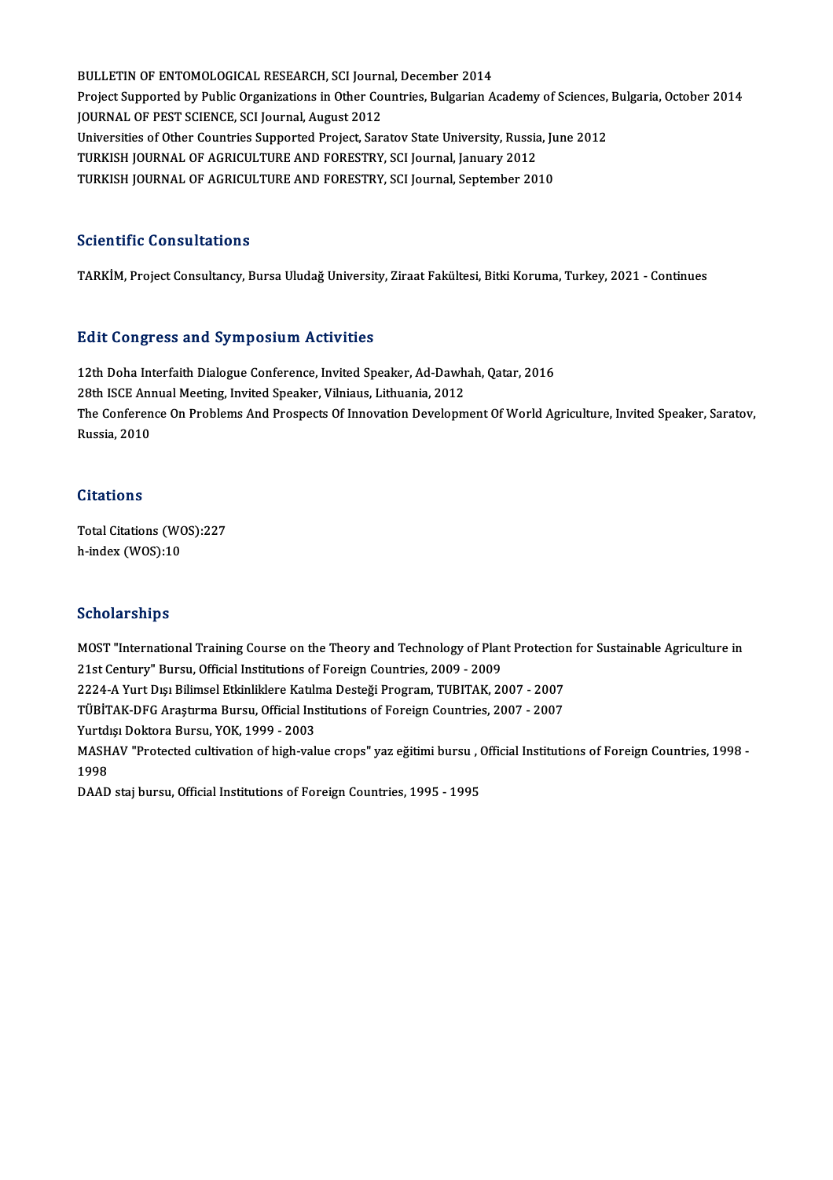BULLETIN OF ENTOMOLOGICAL RESEARCH, SCI Journal, December 2014
Project Supported by Public Organizations in Other Countries, Bulgarian Academy of Sciences, Bulgaria, October 2014
JOURNAL OF PEST SCIENCE, SCI Journal, August 2012
Universities of Other Countries Supported Project, Saratov State University, Russia, June 2012
TURKISH JOURNAL OF AGRICULTURE AND FORESTRY, SCI Journal, January 2012
TURKISH JOURNAL OF AGRICULTURE AND FORESTRY, SCI Journal, September 2010

## Scientific Consultations

TARKİM, Project Consultancy, Bursa Uludağ University, Ziraat Fakültesi, Bitki Koruma, Turkey, 2021 - Continues

## Edit Congress and Symposium Activities

12th Doha Interfaith Dialogue Conference, Invited Speaker, Ad-Dawhah, Qatar, 2016
28th ISCE Annual Meeting, Invited Speaker, Vilniaus, Lithuania, 2012
The Conference On Problems And Prospects Of Innovation Development Of World Agriculture, Invited Speaker, Saratov, Russia, 2010

## Citations

Total Citations (WOS):227
h-index (WOS):10

## Scholarships

MOST "International Training Course on the Theory and Technology of Plant Protection for Sustainable Agriculture in 21st Century" Bursu, Official Institutions of Foreign Countries, 2009 - 2009
2224-A Yurt Dışı Bilimsel Etkinliklere Katılma Desteği Program, TUBITAK, 2007 - 2007
TÜBİTAK-DFG Araştırma Bursu, Official Institutions of Foreign Countries, 2007 - 2007
Yurtdışı Doktora Bursu, YOK, 1999 - 2003
MASHAV "Protected cultivation of high-value crops" yaz eğitimi bursu , Official Institutions of Foreign Countries, 1998 - 1998
DAAD staj bursu, Official Institutions of Foreign Countries, 1995 - 1995